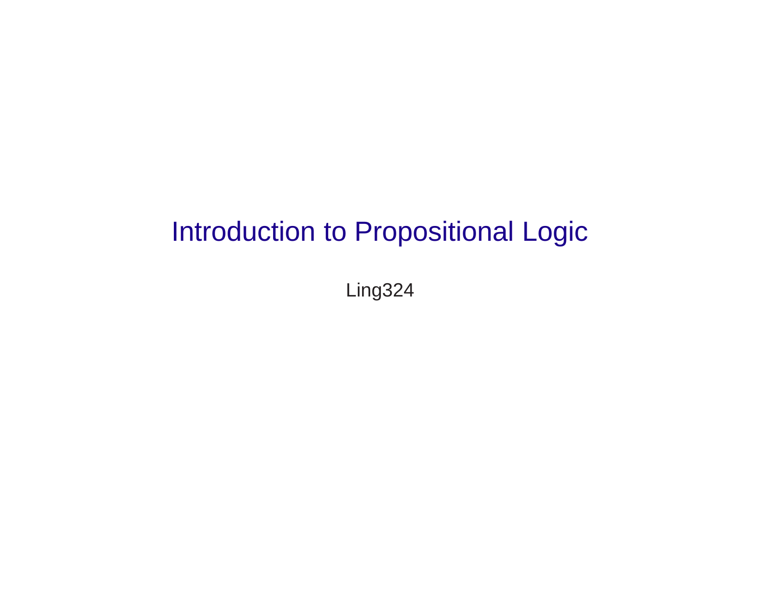# Introduction to Propositional Logic

Ling324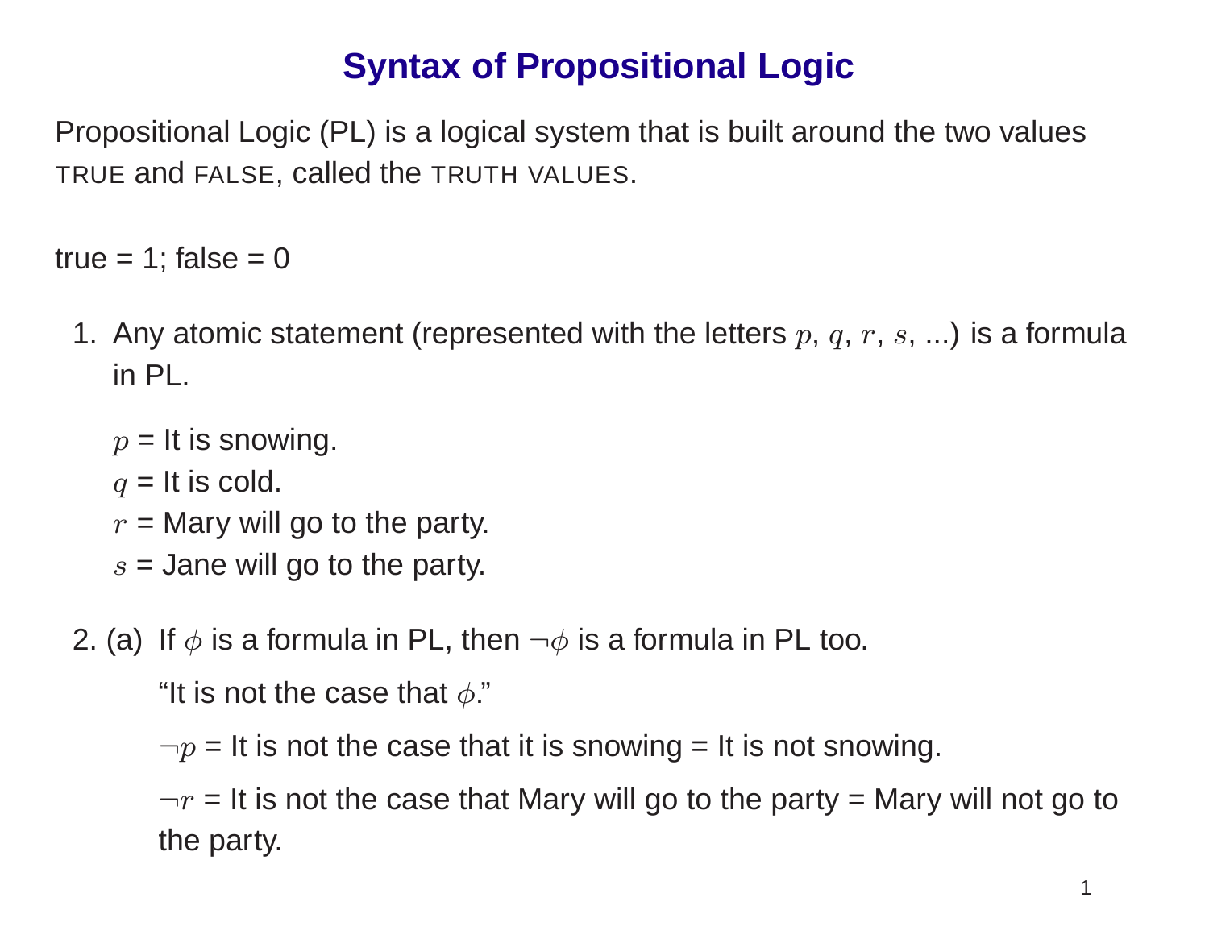# Syntax of Propositional Logic

Propositional Logic (PL) is a logical system that is built around the two values TRUE and FALSE, called the TRUTH VALUES.

true = 1; false = 0

1. Any atomic statement (represented with the letters $p$, $q$, $r$, $s$, ...) is a formula in PL.

   $p$ = It is snowing.
   $q$ = It is cold.
   $r$ = Mary will go to the party.
   $s$ = Jane will go to the party.

2. (a) If $\phi$ is a formula in PL, then $\neg\phi$ is a formula in PL too.

   "It is not the case that $\phi$."

   $\neg p$ = It is not the case that it is snowing = It is not snowing.

   $\neg r$ = It is not the case that Mary will go to the party = Mary will not go to the party.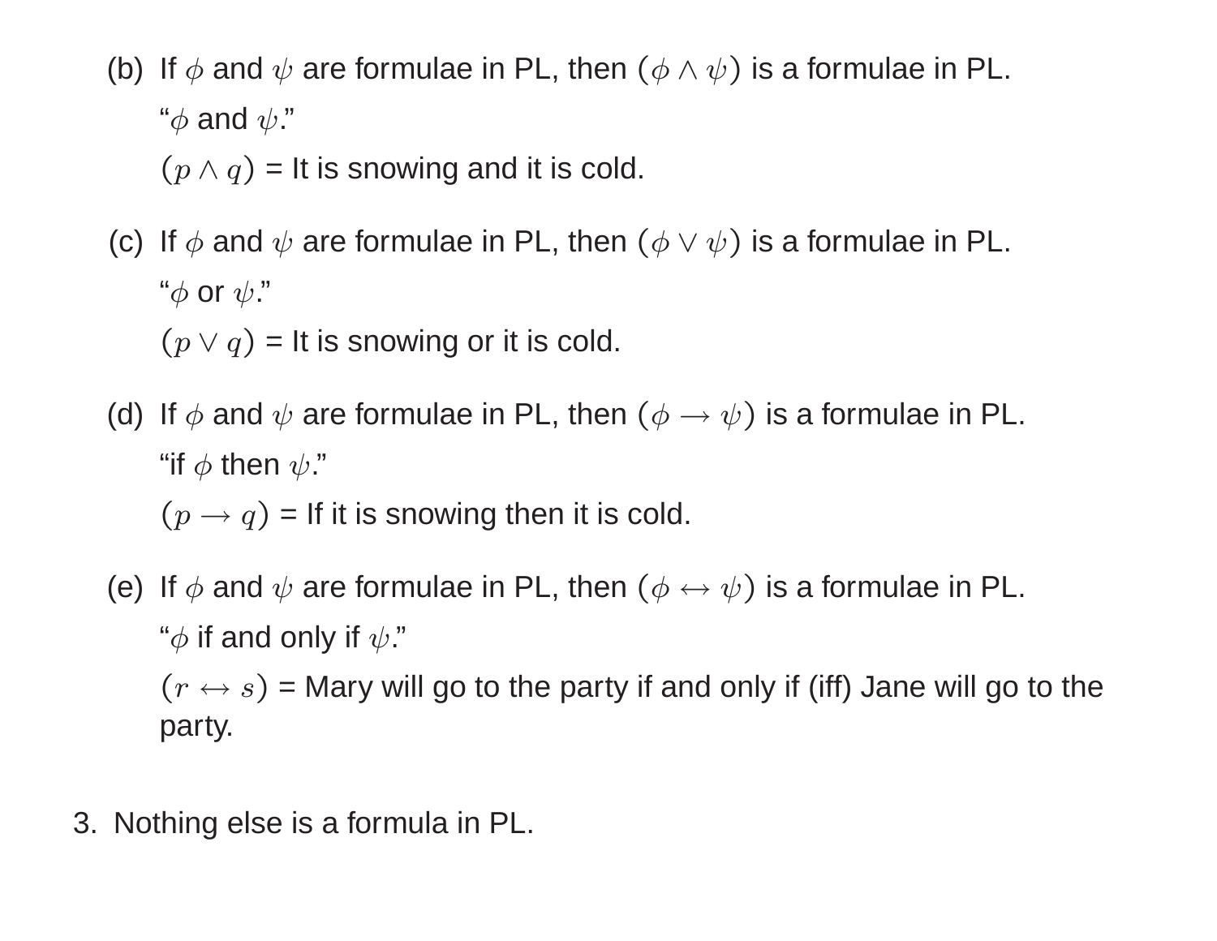(b) If $\phi$ and $\psi$ are formulae in PL, then $(\phi \wedge \psi)$ is a formulae in PL.

 "$\phi$ and $\psi$."

 $(p \wedge q)$ = It is snowing and it is cold.

(c) If $\phi$ and $\psi$ are formulae in PL, then $(\phi \vee \psi)$ is a formulae in PL.

 "$\phi$ or $\psi$."

 $(p \vee q)$ = It is snowing or it is cold.

(d) If $\phi$ and $\psi$ are formulae in PL, then $(\phi \rightarrow \psi)$ is a formulae in PL.

 "if $\phi$ then $\psi$."

 $(p \rightarrow q)$ = If it is snowing then it is cold.

(e) If $\phi$ and $\psi$ are formulae in PL, then $(\phi \leftrightarrow \psi)$ is a formulae in PL.

 "$\phi$ if and only if $\psi$."

 $(r \leftrightarrow s)$ = Mary will go to the party if and only if (iff) Jane will go to the party.

3. Nothing else is a formula in PL.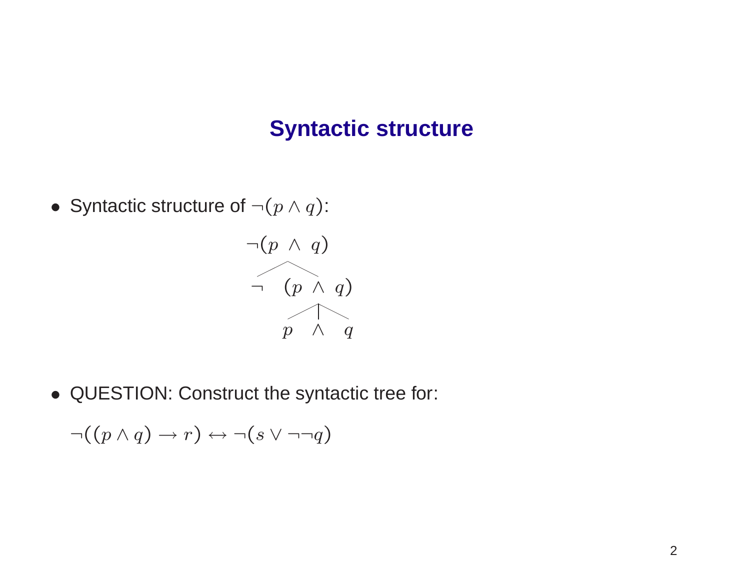# Syntactic structure

- Syntactic structure of $\neg(p \wedge q)$:

```
      ¬(p ∧ q)
       /    \
      ¬    (p ∧ q)
           /  |  \
          p   ∧   q
```

- QUESTION: Construct the syntactic tree for:

  $\neg((p \wedge q) \rightarrow r) \leftrightarrow \neg(s \vee \neg\neg q)$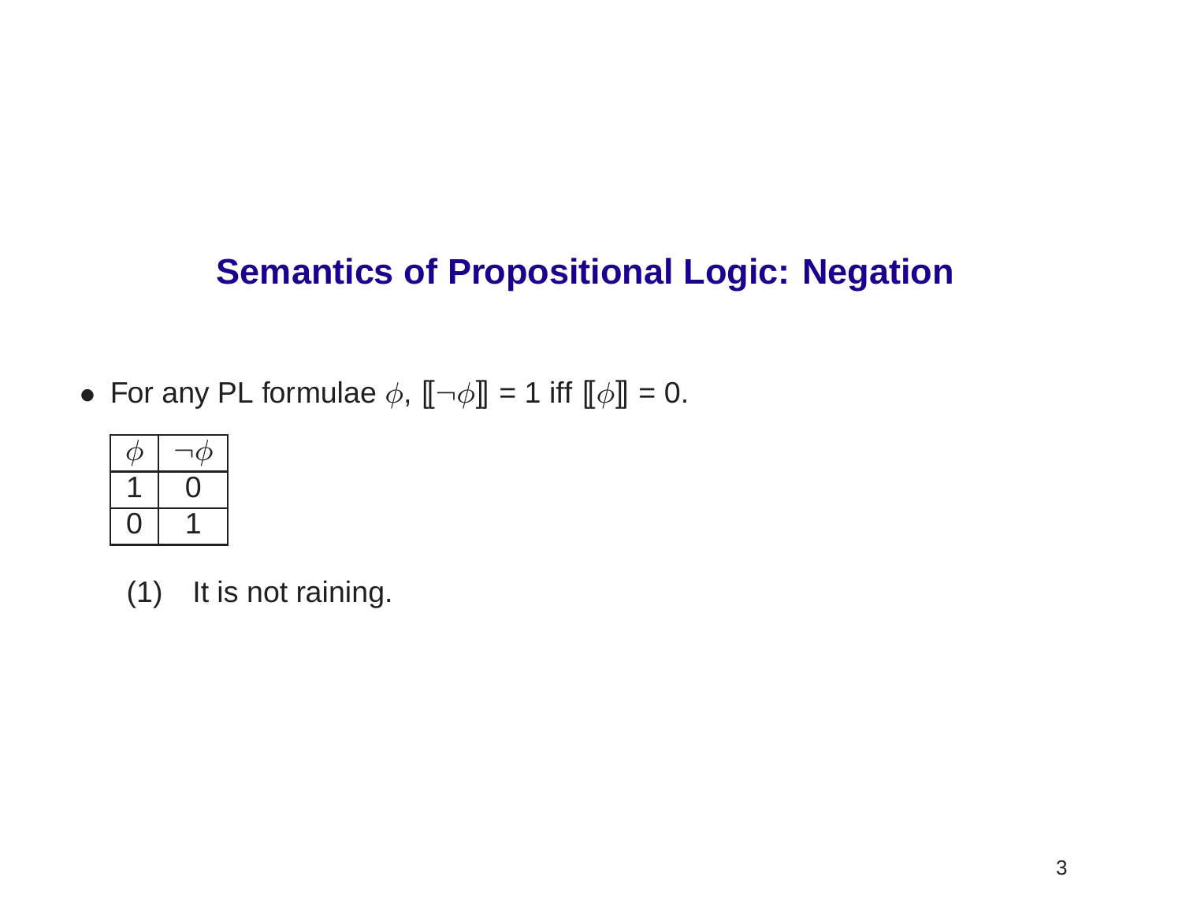# Semantics of Propositional Logic: Negation

- For any PL formulae $\phi$, $[\![\neg\phi]\!]$ = 1 iff $[\![\phi]\!]$ = 0.

| $\phi$ | $\neg\phi$ |
|---|---|
| 1 | 0 |
| 0 | 1 |

(1) It is not raining.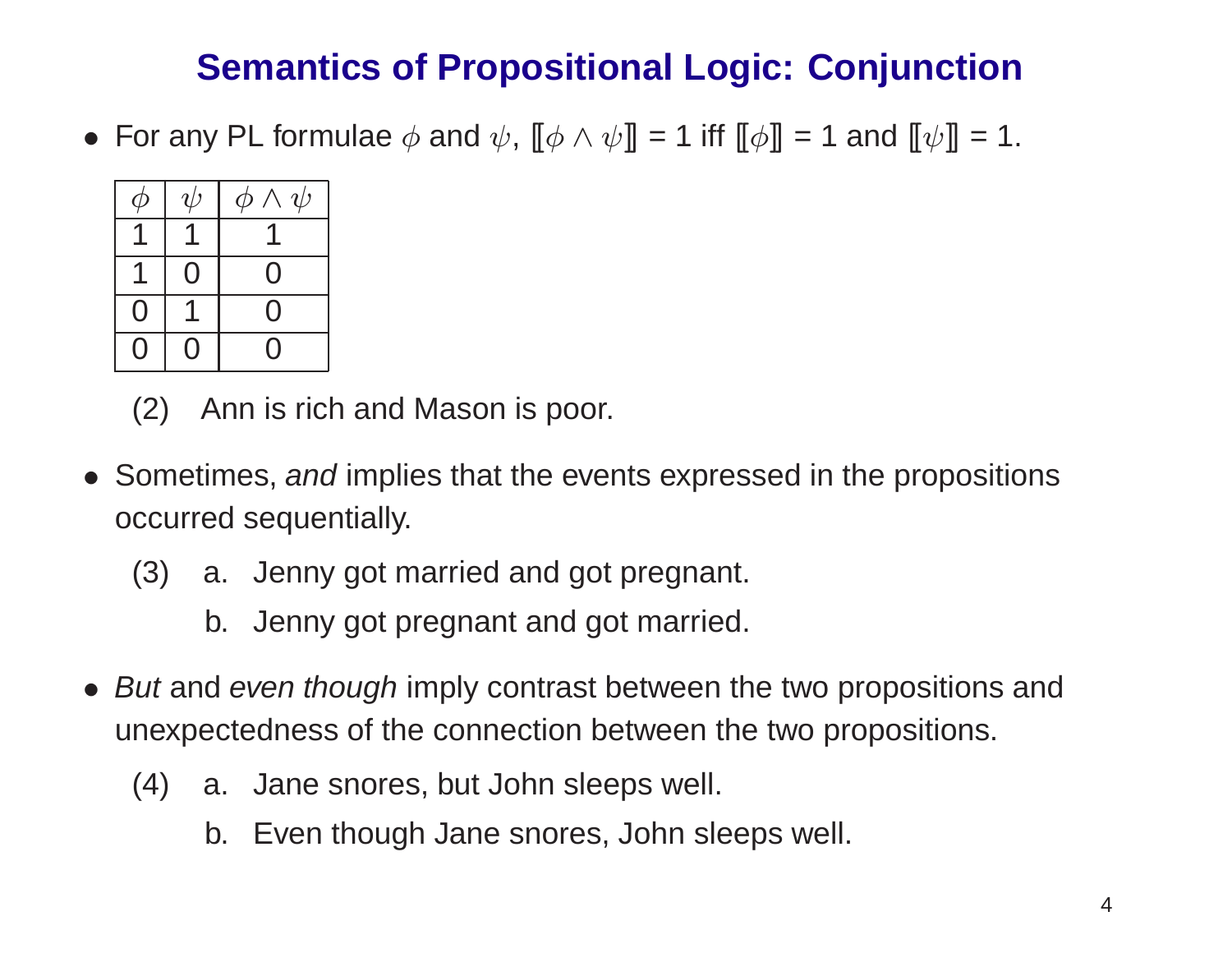# Semantics of Propositional Logic: Conjunction

- For any PL formulae $\phi$ and $\psi$, $[\![\phi \wedge \psi]\!] = 1$ iff $[\![\phi]\!] = 1$ and $[\![\psi]\!] = 1$.

| $\phi$ | $\psi$ | $\phi \wedge \psi$ |
|---|---|---|
| 1 | 1 | 1 |
| 1 | 0 | 0 |
| 0 | 1 | 0 |
| 0 | 0 | 0 |

(2) Ann is rich and Mason is poor.

- Sometimes, *and* implies that the events expressed in the propositions occurred sequentially.

(3) a. Jenny got married and got pregnant.

b. Jenny got pregnant and got married.

- *But* and *even though* imply contrast between the two propositions and unexpectedness of the connection between the two propositions.

(4) a. Jane snores, but John sleeps well.

b. Even though Jane snores, John sleeps well.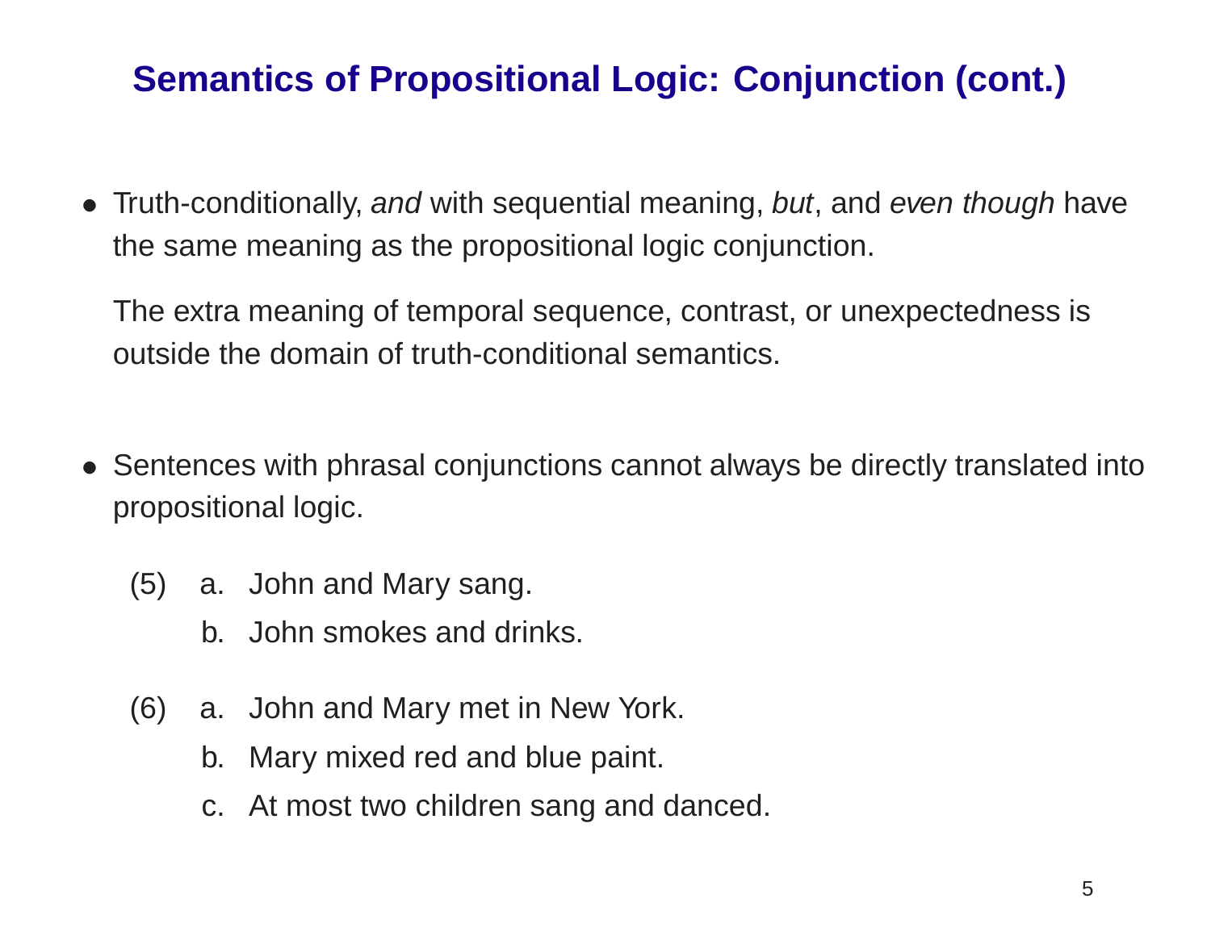# Semantics of Propositional Logic: Conjunction (cont.)

- Truth-conditionally, *and* with sequential meaning, *but*, and *even though* have the same meaning as the propositional logic conjunction.

  The extra meaning of temporal sequence, contrast, or unexpectedness is outside the domain of truth-conditional semantics.

- Sentences with phrasal conjunctions cannot always be directly translated into propositional logic.

(5) a. John and Mary sang.

  b. John smokes and drinks.

(6) a. John and Mary met in New York.

  b. Mary mixed red and blue paint.

  c. At most two children sang and danced.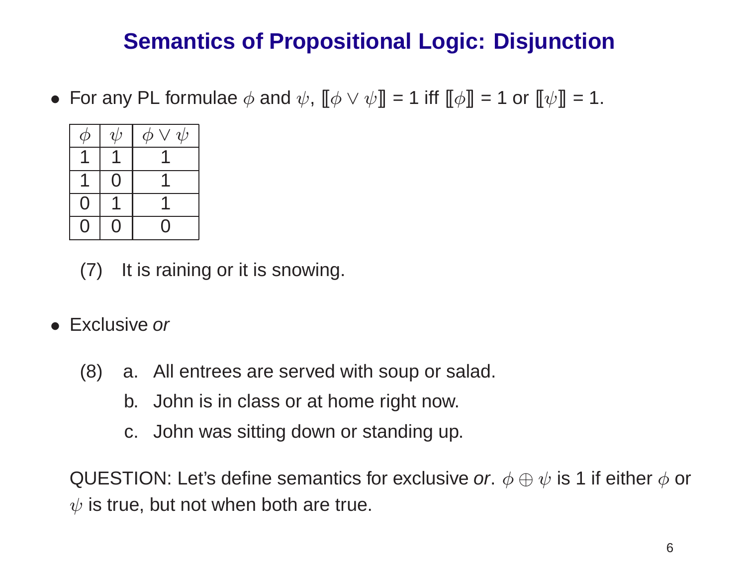# Semantics of Propositional Logic: Disjunction

- For any PL formulae $\phi$ and $\psi$, $[\![\phi \vee \psi]\!] = 1$ iff $[\![\phi]\!] = 1$ or $[\![\psi]\!] = 1$.

| $\phi$ | $\psi$ | $\phi \vee \psi$ |
|---|---|---|
| 1 | 1 | 1 |
| 1 | 0 | 1 |
| 0 | 1 | 1 |
| 0 | 0 | 0 |

(7) It is raining or it is snowing.

- Exclusive *or*

(8) a. All entrees are served with soup or salad.

b. John is in class or at home right now.

c. John was sitting down or standing up.

QUESTION: Let's define semantics for exclusive *or*. $\phi \oplus \psi$ is 1 if either $\phi$ or $\psi$ is true, but not when both are true.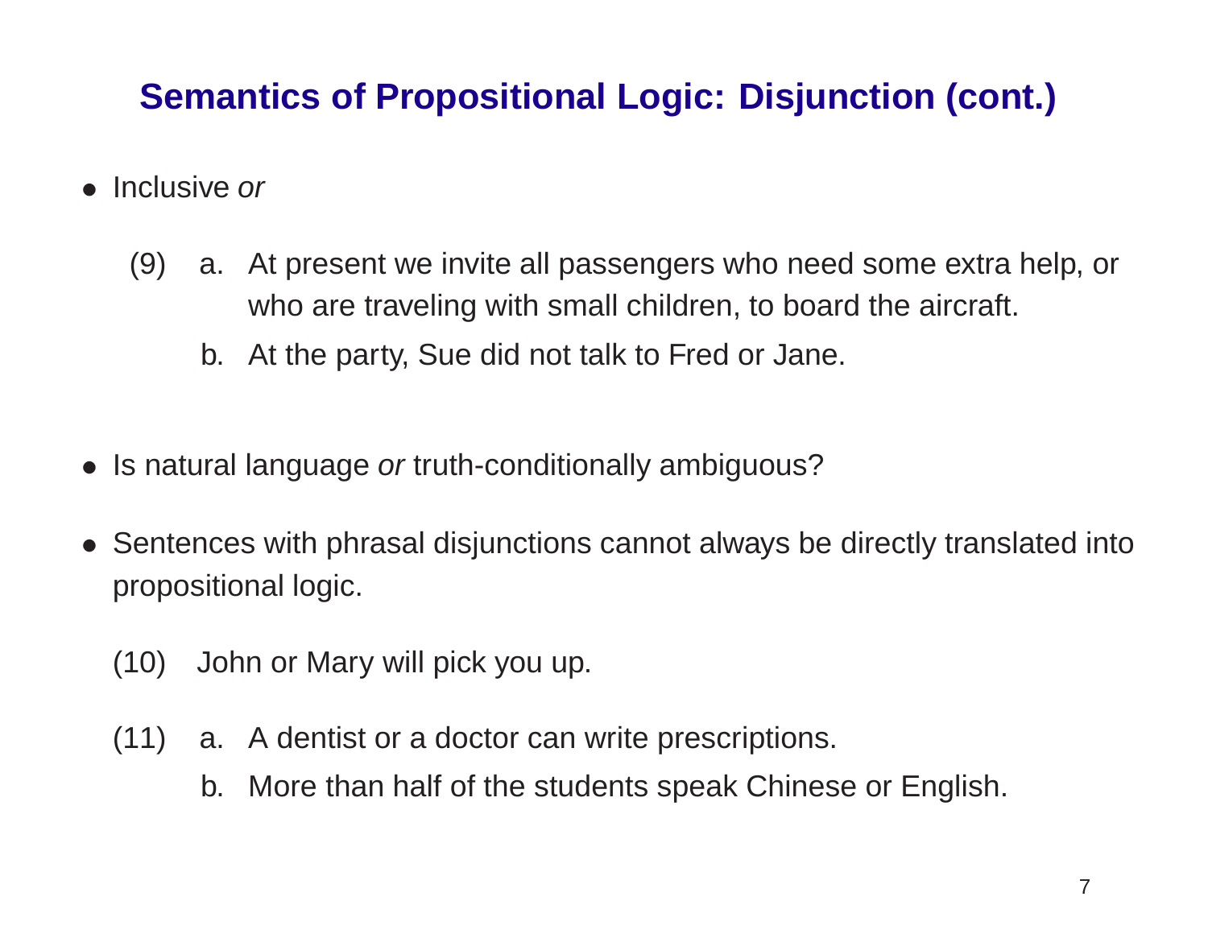# Semantics of Propositional Logic: Disjunction (cont.)

- Inclusive *or*

  (9) a. At present we invite all passengers who need some extra help, or who are traveling with small children, to board the aircraft.

  b. At the party, Sue did not talk to Fred or Jane.

- Is natural language *or* truth-conditionally ambiguous?

- Sentences with phrasal disjunctions cannot always be directly translated into propositional logic.

  (10) John or Mary will pick you up.

  (11) a. A dentist or a doctor can write prescriptions.

  b. More than half of the students speak Chinese or English.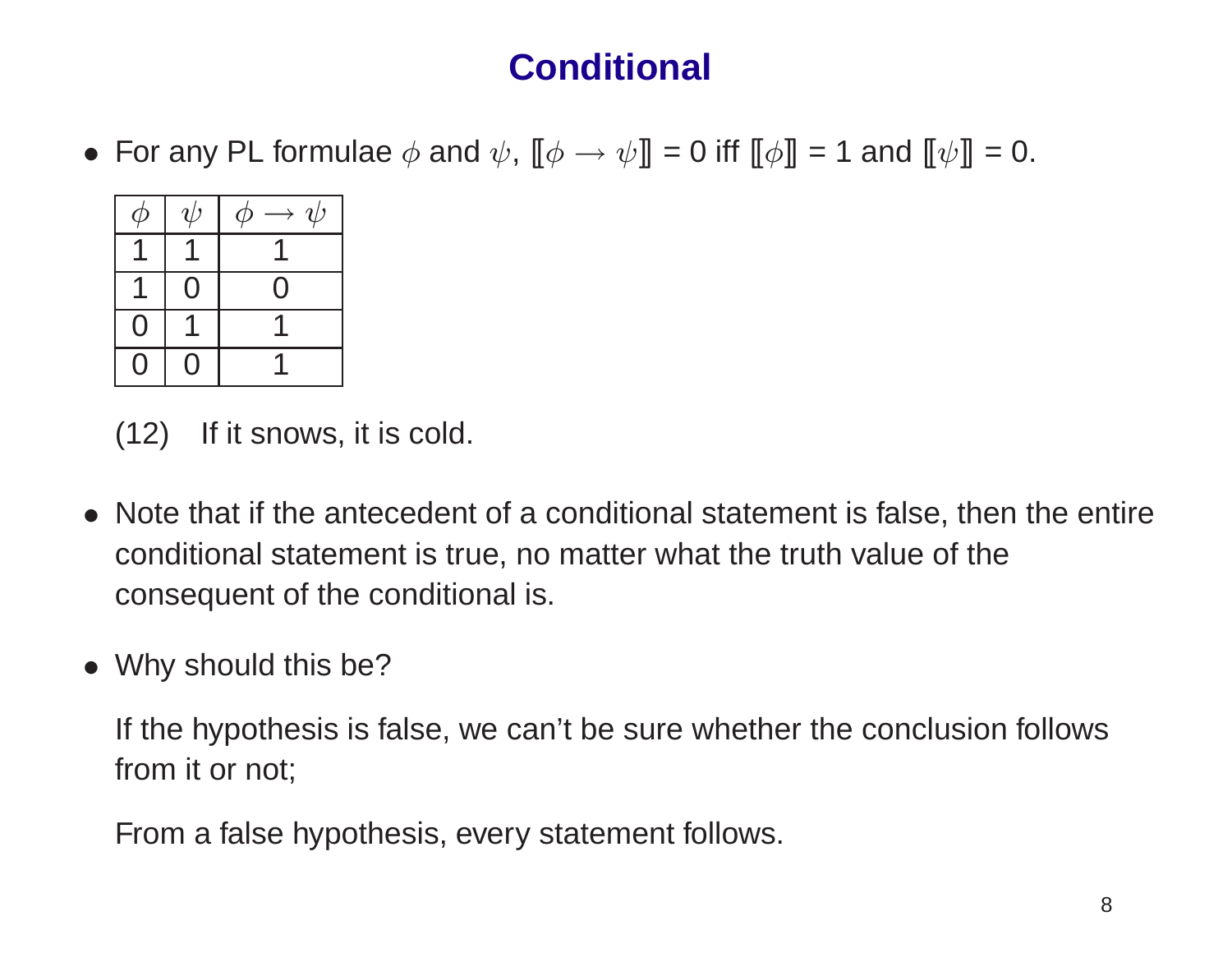# Conditional

- For any PL formulae $\phi$ and $\psi$, $[\![\phi \rightarrow \psi]\!] = 0$ iff $[\![\phi]\!] = 1$ and $[\![\psi]\!] = 0$.

| $\phi$ | $\psi$ | $\phi \rightarrow \psi$ |
|---|---|---|
| 1 | 1 | 1 |
| 1 | 0 | 0 |
| 0 | 1 | 1 |
| 0 | 0 | 1 |

(12) If it snows, it is cold.

- Note that if the antecedent of a conditional statement is false, then the entire conditional statement is true, no matter what the truth value of the consequent of the conditional is.

- Why should this be?

  If the hypothesis is false, we can't be sure whether the conclusion follows from it or not;

  From a false hypothesis, every statement follows.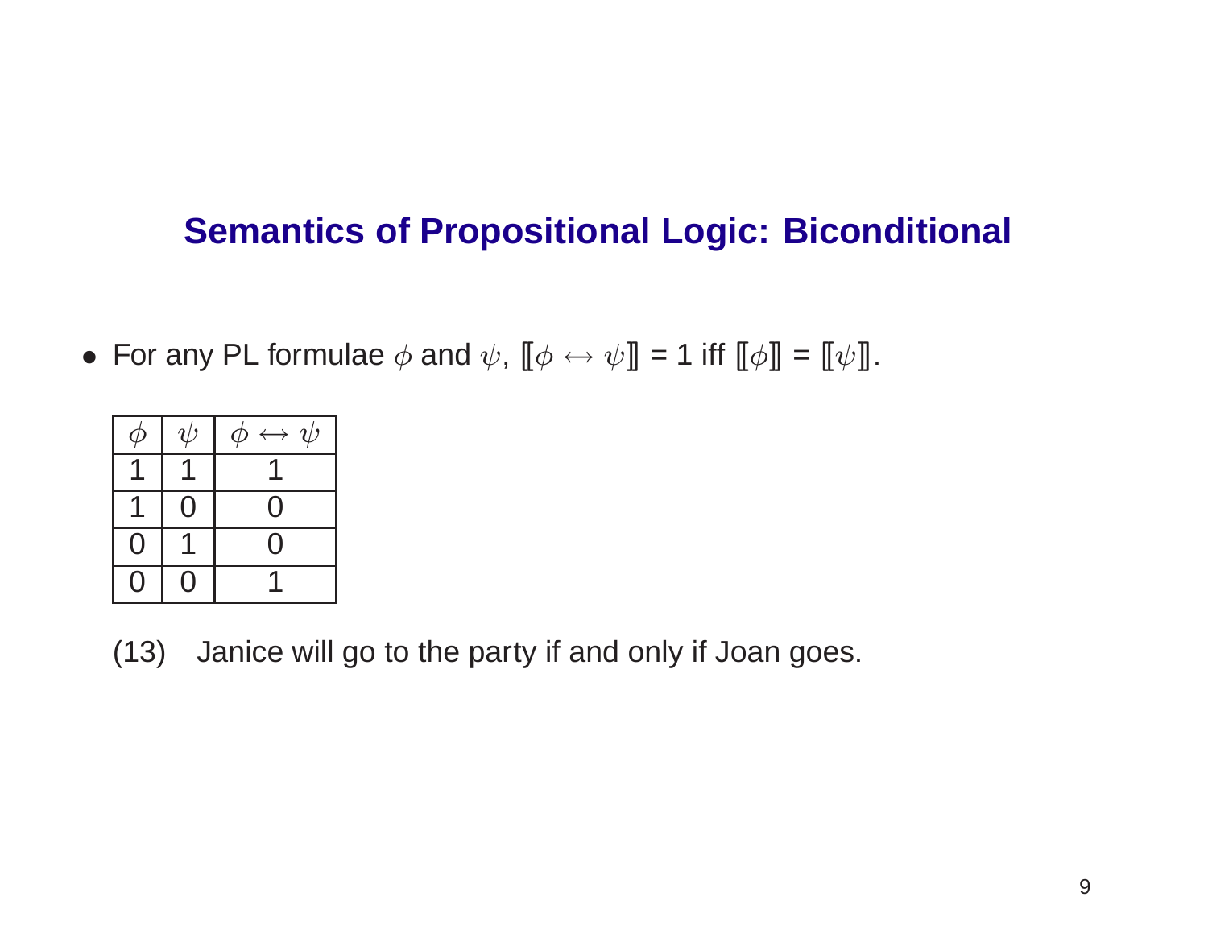# Semantics of Propositional Logic: Biconditional

- For any PL formulae $\phi$ and $\psi$, $[\![\phi \leftrightarrow \psi]\!]$ = 1 iff $[\![\phi]\!]$ = $[\![\psi]\!]$.

| $\phi$ | $\psi$ | $\phi \leftrightarrow \psi$ |
|---|---|---|
| 1 | 1 | 1 |
| 1 | 0 | 0 |
| 0 | 1 | 0 |
| 0 | 0 | 1 |

(13) Janice will go to the party if and only if Joan goes.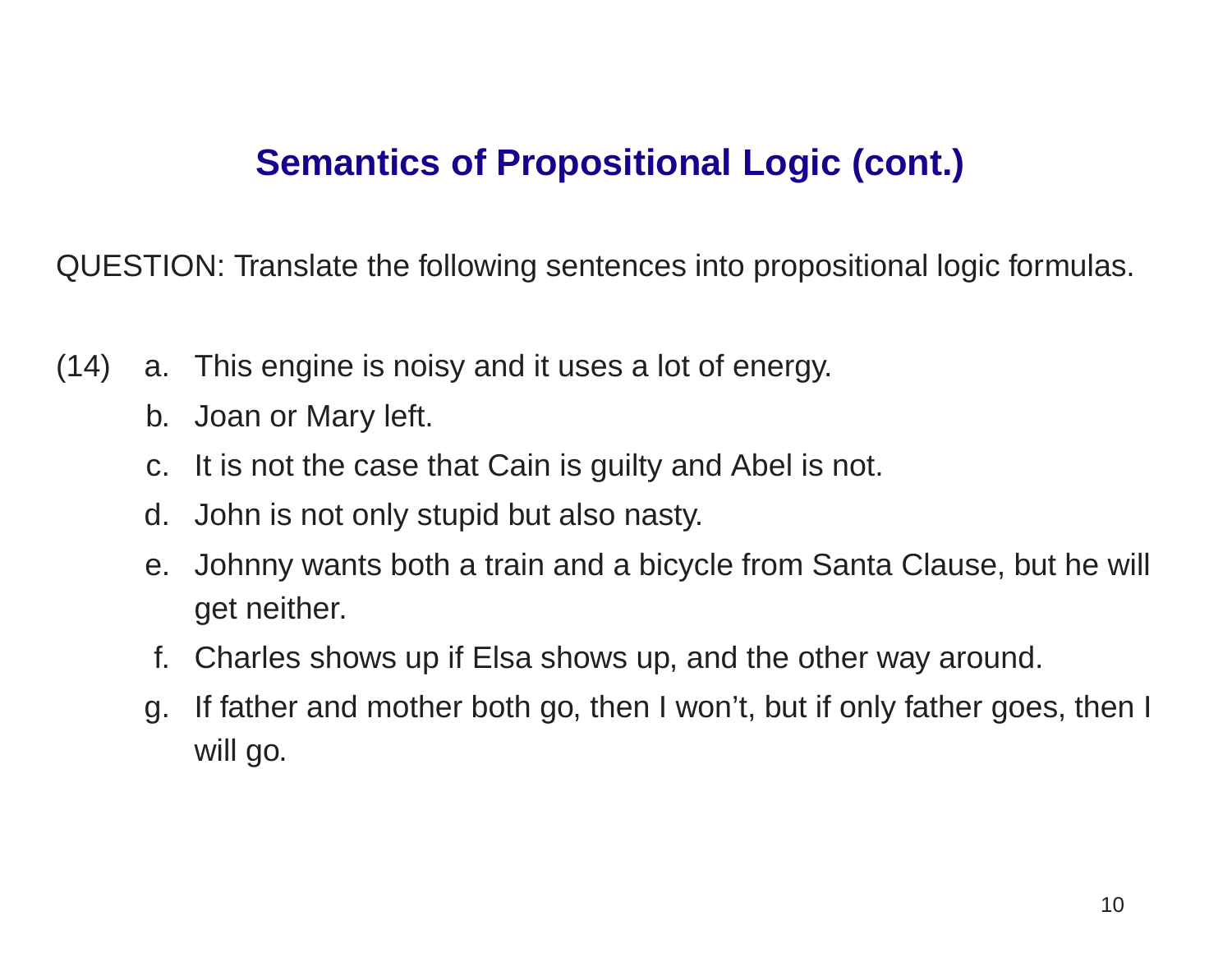# Semantics of Propositional Logic (cont.)

QUESTION: Translate the following sentences into propositional logic formulas.

(14)

a. This engine is noisy and it uses a lot of energy.

b. Joan or Mary left.

c. It is not the case that Cain is guilty and Abel is not.

d. John is not only stupid but also nasty.

e. Johnny wants both a train and a bicycle from Santa Clause, but he will get neither.

f. Charles shows up if Elsa shows up, and the other way around.

g. If father and mother both go, then I won't, but if only father goes, then I will go.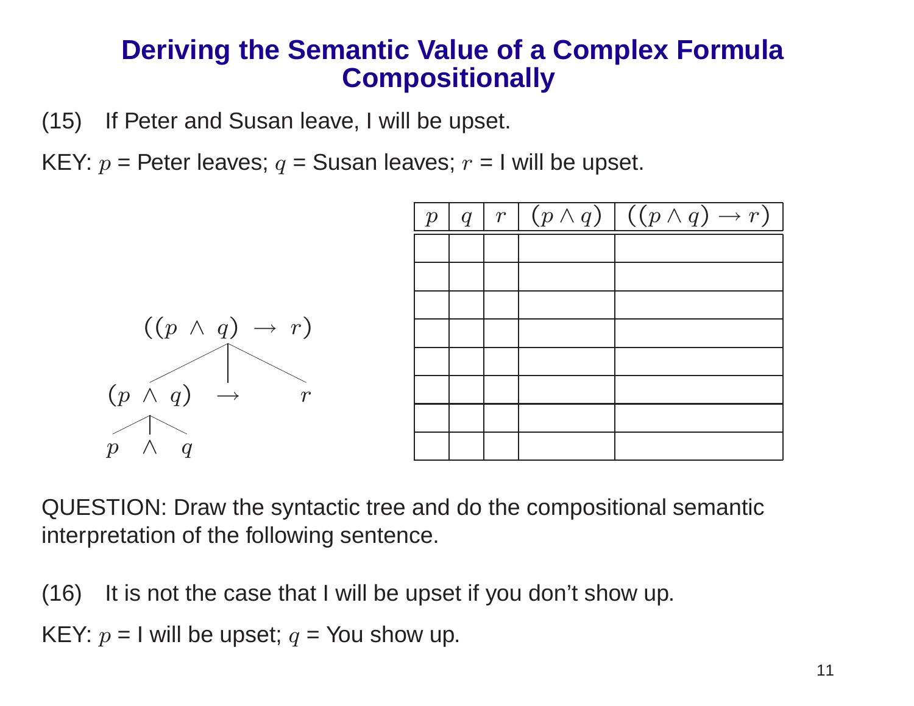# Deriving the Semantic Value of a Complex Formula Compositionally

(15) If Peter and Susan leave, I will be upset.

KEY: $p$ = Peter leaves; $q$ = Susan leaves; $r$ = I will be upset.

```
        ((p ∧ q) → r)
       /      |       \
  (p ∧ q)     →        r
   /  |  \
  p   ∧   q
```

| $p$ | $q$ | $r$ | $(p \wedge q)$ | $((p \wedge q) \rightarrow r)$ |
|---|---|---|---|---|
| | | | | |
| | | | | |
| | | | | |
| | | | | |
| | | | | |
| | | | | |
| | | | | |
| | | | | |

QUESTION: Draw the syntactic tree and do the compositional semantic interpretation of the following sentence.

(16) It is not the case that I will be upset if you don't show up.

KEY: $p$ = I will be upset; $q$ = You show up.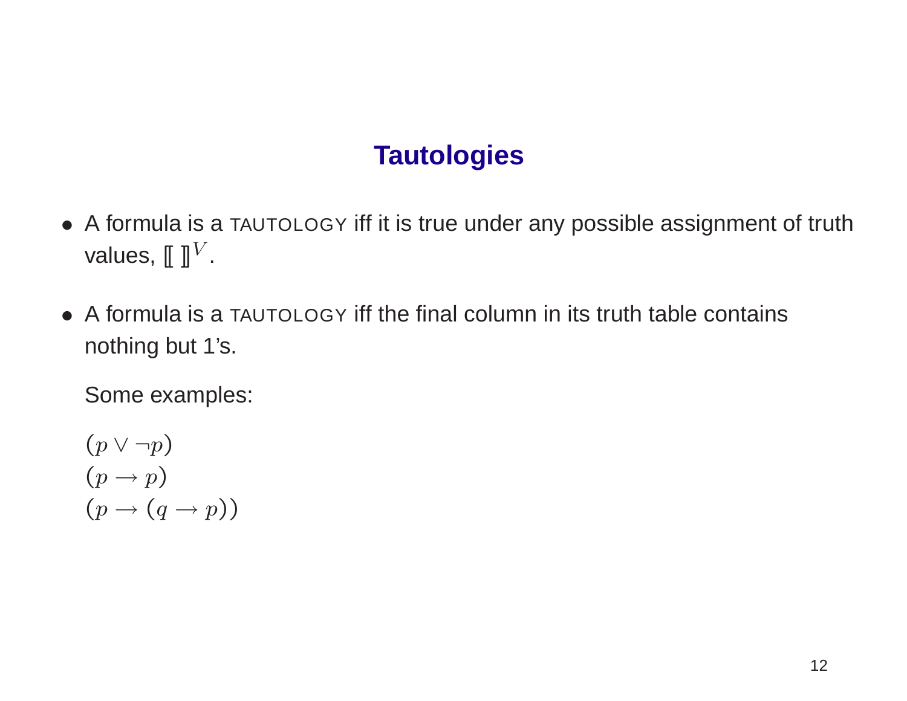## Tautologies

- A formula is a TAUTOLOGY iff it is true under any possible assignment of truth values, $[\![\ ]\!]^V$.

- A formula is a TAUTOLOGY iff the final column in its truth table contains nothing but 1's.

  Some examples:

  $(p \vee \neg p)$
  $(p \rightarrow p)$
  $(p \rightarrow (q \rightarrow p))$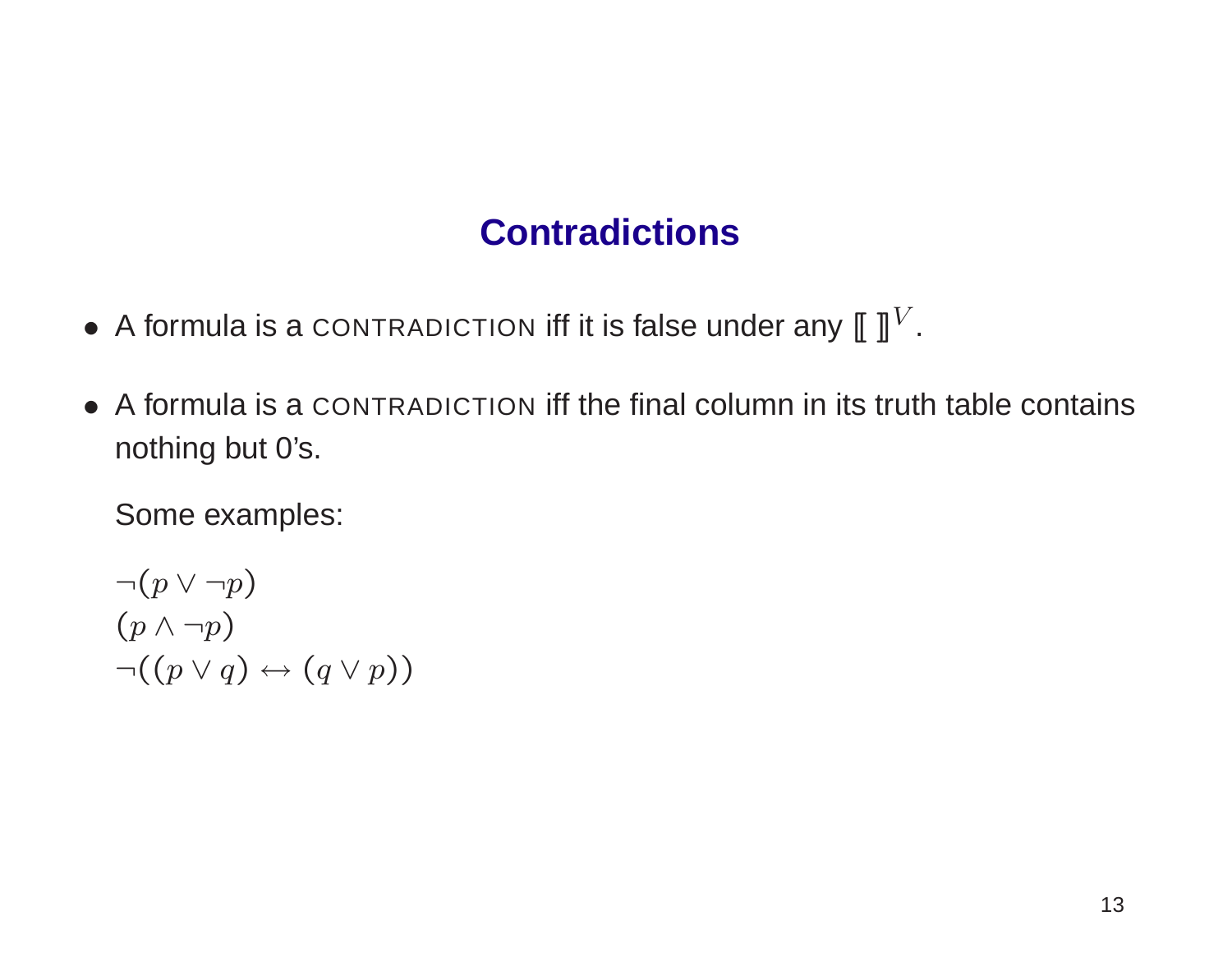# Contradictions

- A formula is a CONTRADICTION iff it is false under any $[\![\ ]\!]^V$.
- A formula is a CONTRADICTION iff the final column in its truth table contains nothing but 0's.

  Some examples:

  $\neg(p \vee \neg p)$
  $(p \wedge \neg p)$
  $\neg((p \vee q) \leftrightarrow (q \vee p))$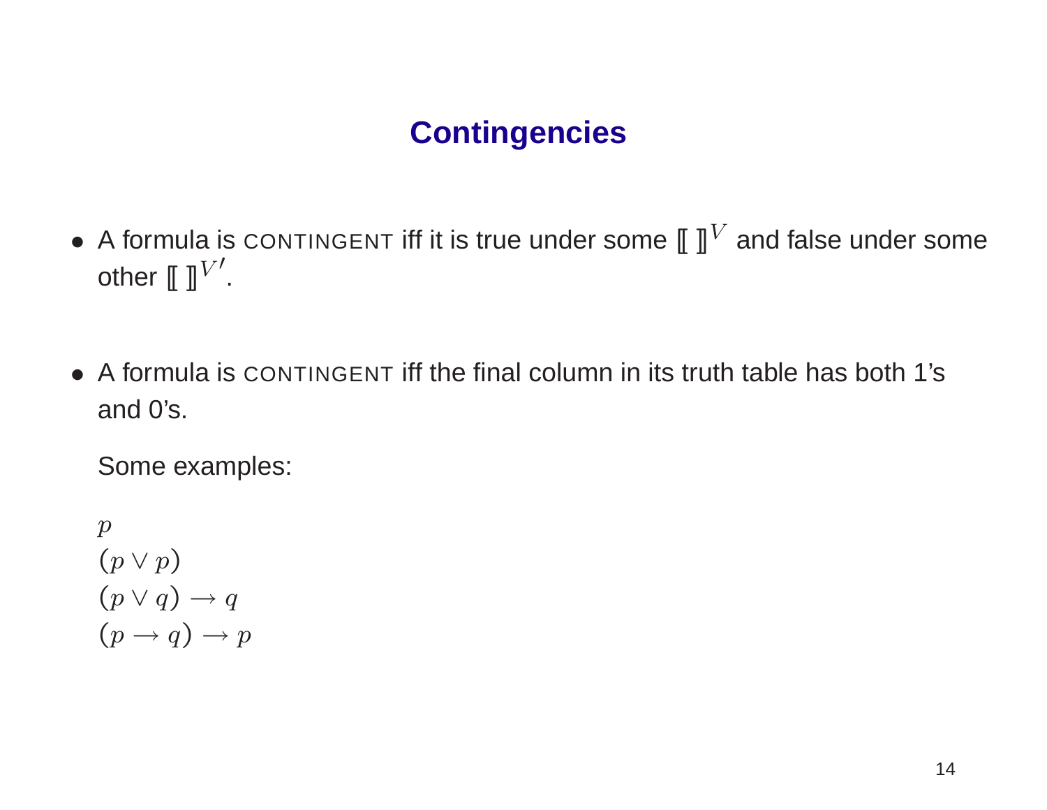# Contingencies

- A formula is CONTINGENT iff it is true under some $[\![\ ]\!]^V$ and false under some other $[\![\ ]\!]^{V'}$.

- A formula is CONTINGENT iff the final column in its truth table has both 1's and 0's.

  Some examples:

  $p$
  $(p \vee p)$
  $(p \vee q) \rightarrow q$
  $(p \rightarrow q) \rightarrow p$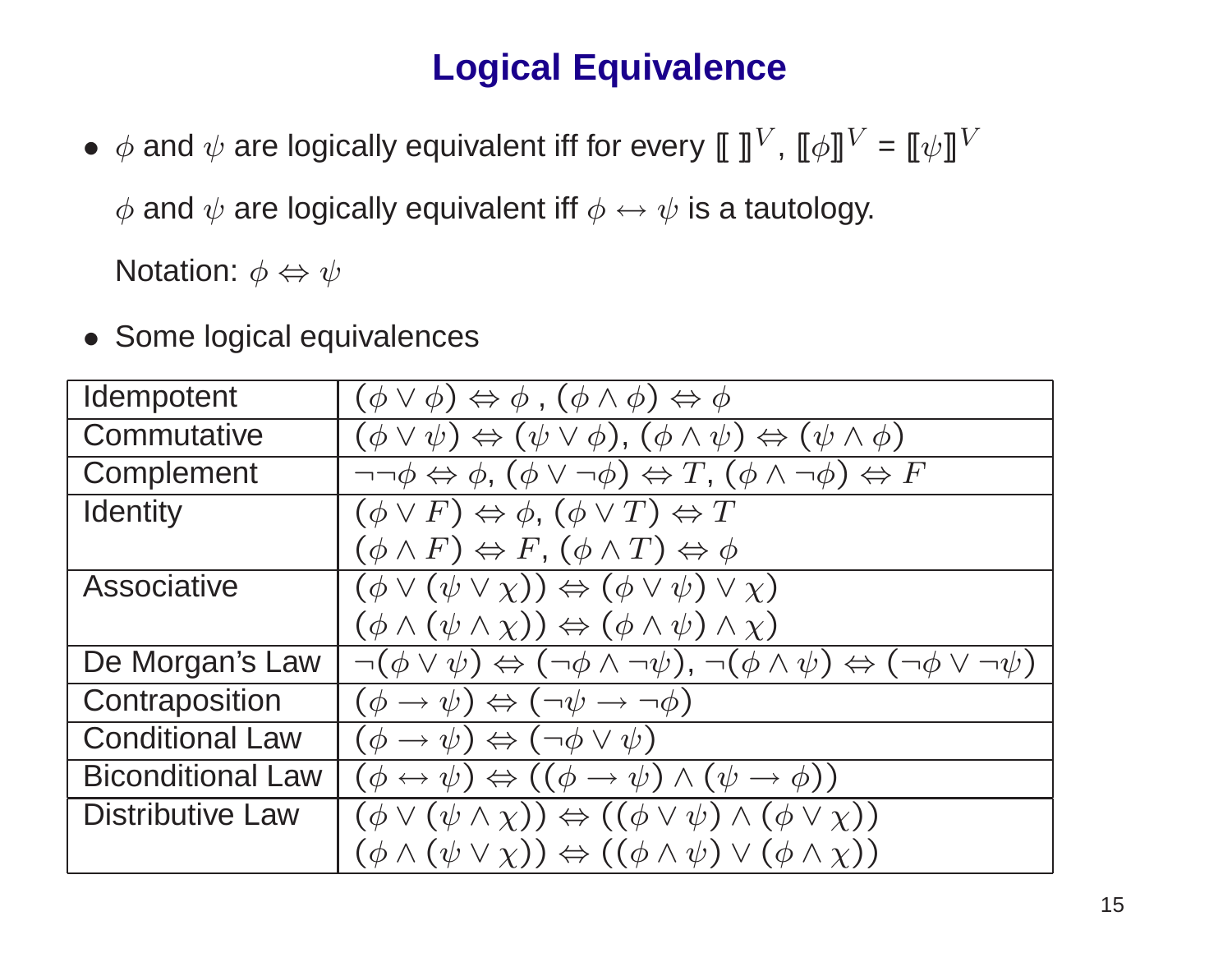# Logical Equivalence

- $\phi$ and $\psi$ are logically equivalent iff for every $[\![\ ]\!]^V$, $[\![\phi]\!]^V = [\![\psi]\!]^V$

  $\phi$ and $\psi$ are logically equivalent iff $\phi \leftrightarrow \psi$ is a tautology.

  Notation: $\phi \Leftrightarrow \psi$

- Some logical equivalences

| | |
|---|---|
| Idempotent | $(\phi \vee \phi) \Leftrightarrow \phi$ , $(\phi \wedge \phi) \Leftrightarrow \phi$ |
| Commutative | $(\phi \vee \psi) \Leftrightarrow (\psi \vee \phi)$, $(\phi \wedge \psi) \Leftrightarrow (\psi \wedge \phi)$ |
| Complement | $\neg\neg\phi \Leftrightarrow \phi$, $(\phi \vee \neg\phi) \Leftrightarrow T$, $(\phi \wedge \neg\phi) \Leftrightarrow F$ |
| Identity | $(\phi \vee F) \Leftrightarrow \phi$, $(\phi \vee T) \Leftrightarrow T$<br>$(\phi \wedge F) \Leftrightarrow F$, $(\phi \wedge T) \Leftrightarrow \phi$ |
| Associative | $(\phi \vee (\psi \vee \chi)) \Leftrightarrow (\phi \vee \psi) \vee \chi)$<br>$(\phi \wedge (\psi \wedge \chi)) \Leftrightarrow (\phi \wedge \psi) \wedge \chi)$ |
| De Morgan's Law | $\neg(\phi \vee \psi) \Leftrightarrow (\neg\phi \wedge \neg\psi)$, $\neg(\phi \wedge \psi) \Leftrightarrow (\neg\phi \vee \neg\psi)$ |
| Contraposition | $(\phi \rightarrow \psi) \Leftrightarrow (\neg\psi \rightarrow \neg\phi)$ |
| Conditional Law | $(\phi \rightarrow \psi) \Leftrightarrow (\neg\phi \vee \psi)$ |
| Biconditional Law | $(\phi \leftrightarrow \psi) \Leftrightarrow ((\phi \rightarrow \psi) \wedge (\psi \rightarrow \phi))$ |
| Distributive Law | $(\phi \vee (\psi \wedge \chi)) \Leftrightarrow ((\phi \vee \psi) \wedge (\phi \vee \chi))$<br>$(\phi \wedge (\psi \vee \chi)) \Leftrightarrow ((\phi \wedge \psi) \vee (\phi \wedge \chi))$ |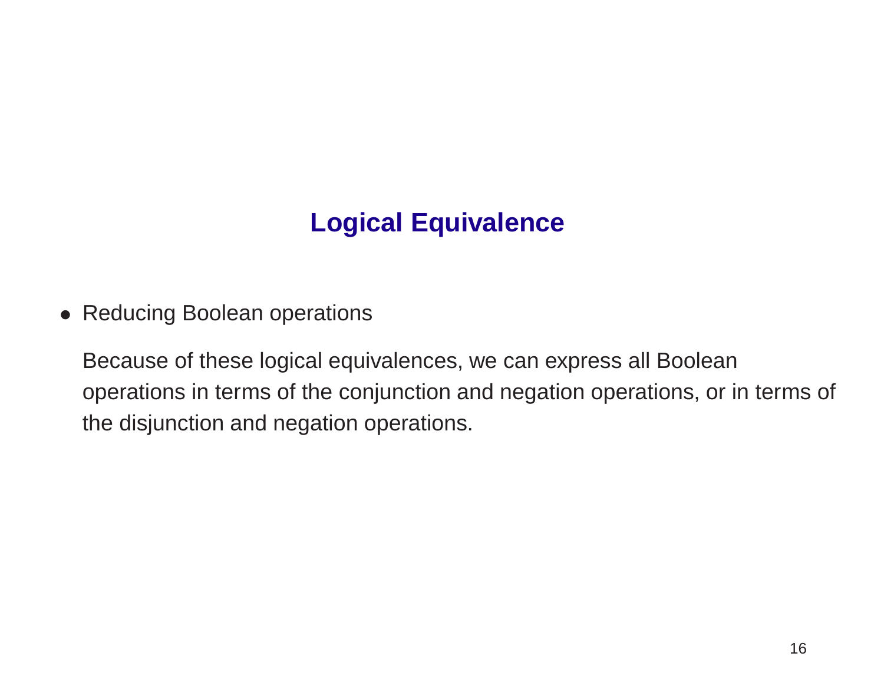## Logical Equivalence

- Reducing Boolean operations

  Because of these logical equivalences, we can express all Boolean operations in terms of the conjunction and negation operations, or in terms of the disjunction and negation operations.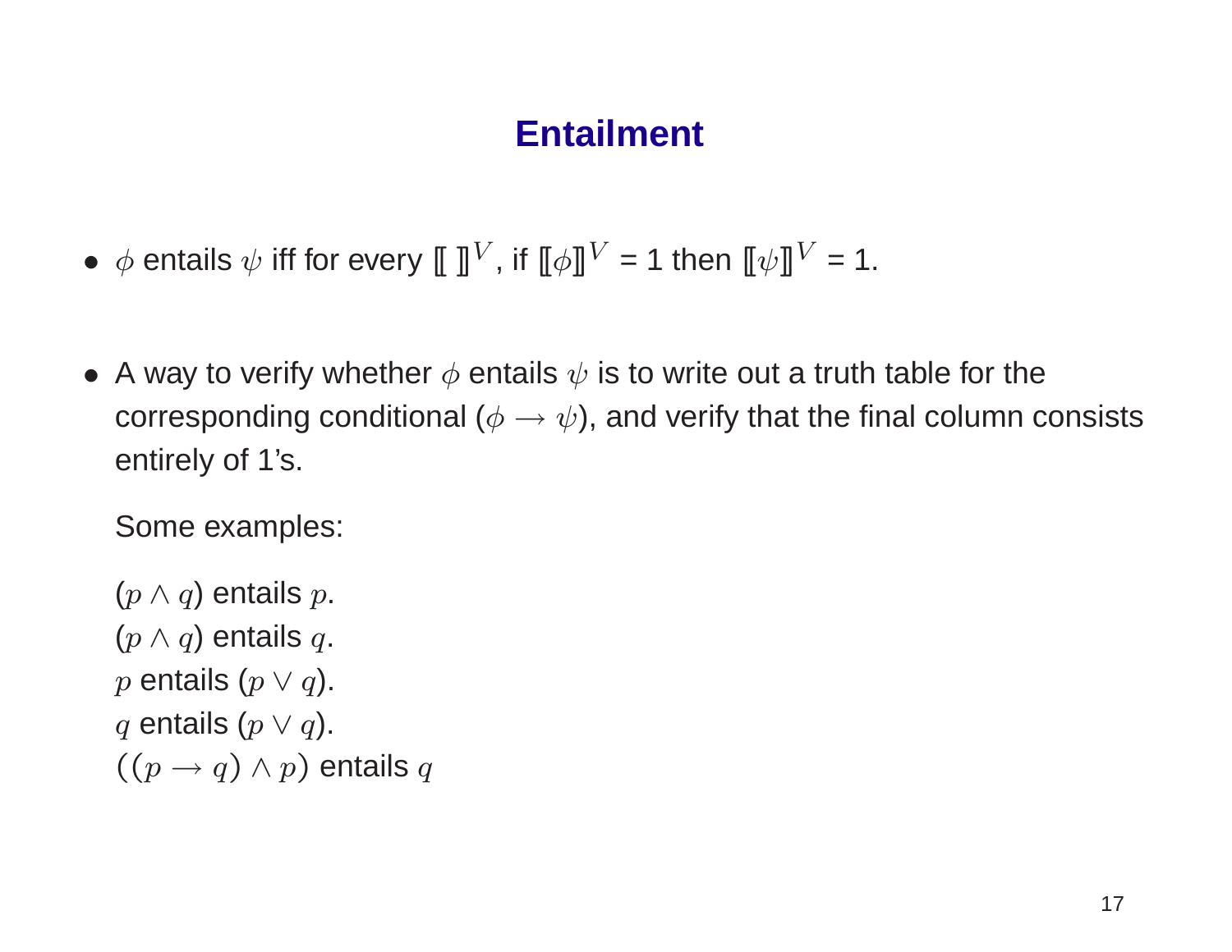# Entailment

- $\phi$ entails $\psi$ iff for every $[\![\;]\!]^V$, if $[\![\phi]\!]^V$ = 1 then $[\![\psi]\!]^V$ = 1.

- A way to verify whether $\phi$ entails $\psi$ is to write out a truth table for the corresponding conditional ($\phi \rightarrow \psi$), and verify that the final column consists entirely of 1's.

  Some examples:

  ($p \wedge q$) entails $p$.
  ($p \wedge q$) entails $q$.
  $p$ entails ($p \vee q$).
  $q$ entails ($p \vee q$).
  $((p \rightarrow q) \wedge p)$ entails $q$